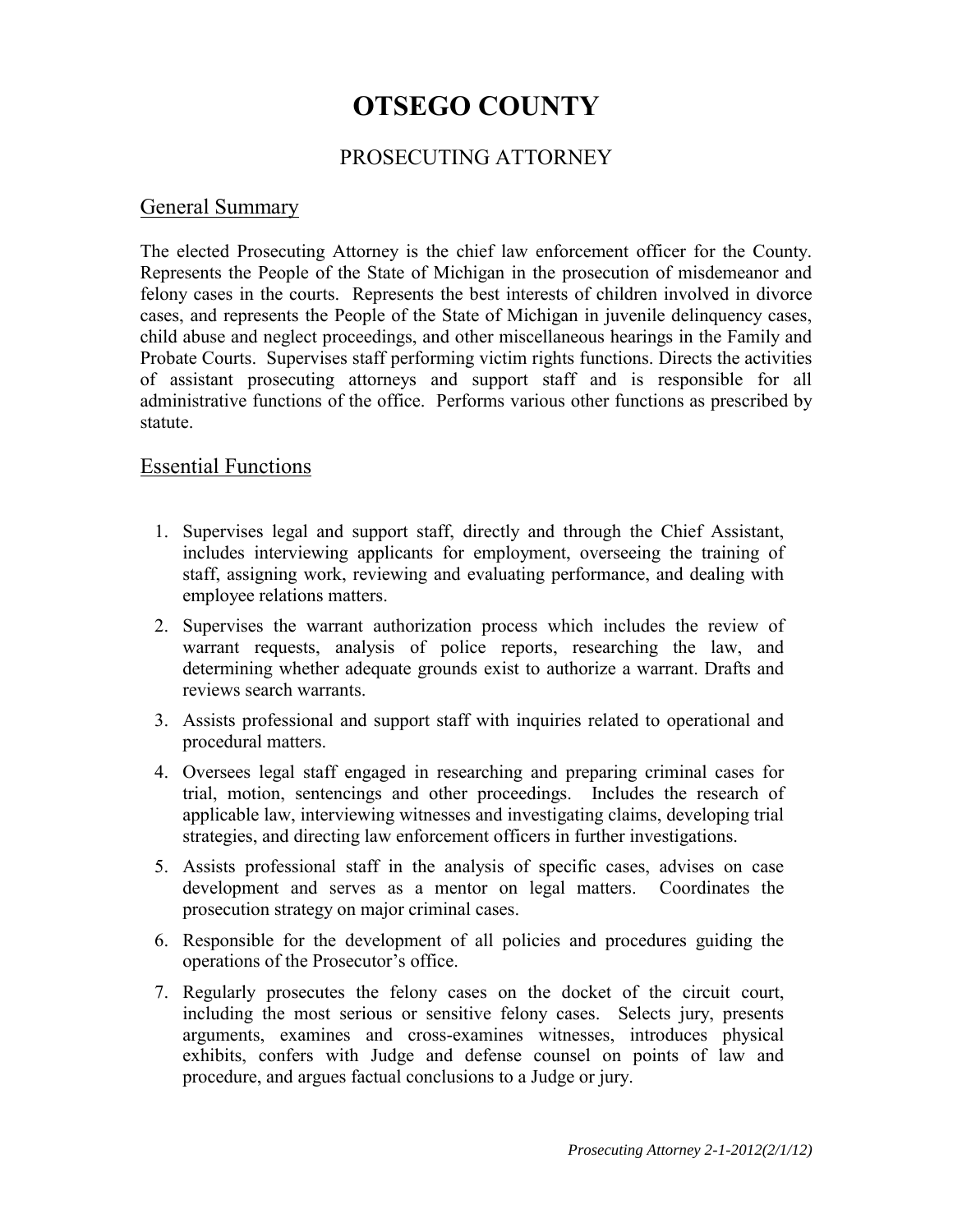# OTSEGO COUNTY

## PROSECUTING ATTORNEY

### General Summary

The elected Prosecuting Attorney is the chief law enforcement officer for the County. Represents the People of the State of Michigan in the prosecution of misdemeanor and felony cases in the courts. Represents the best interests of children involved in divorce cases, and represents the People of the State of Michigan in juvenile delinquency cases, child abuse and neglect proceedings, and other miscellaneous hearings in the Family and Probate Courts. Supervises staff performing victim rights functions. Directs the activities of assistant prosecuting attorneys and support staff and is responsible for all administrative functions of the office. Performs various other functions as prescribed by statute.

### Essential Functions

1. Supervises legal and support staff, directly and through the Chief Assistant, includes interviewing applicants for employment, overseeing the training of staff, assigning work, reviewing and evaluating performance, and dealing with employee relations matters.
2. Supervises the warrant authorization process which includes the review of warrant requests, analysis of police reports, researching the law, and determining whether adequate grounds exist to authorize a warrant. Drafts and reviews search warrants.
3. Assists professional and support staff with inquiries related to operational and procedural matters.
4. Oversees legal staff engaged in researching and preparing criminal cases for trial, motion, sentencings and other proceedings. Includes the research of applicable law, interviewing witnesses and investigating claims, developing trial strategies, and directing law enforcement officers in further investigations.
5. Assists professional staff in the analysis of specific cases, advises on case development and serves as a mentor on legal matters. Coordinates the prosecution strategy on major criminal cases.
6. Responsible for the development of all policies and procedures guiding the operations of the Prosecutor's office.
7. Regularly prosecutes the felony cases on the docket of the circuit court, including the most serious or sensitive felony cases. Selects jury, presents arguments, examines and cross-examines witnesses, introduces physical exhibits, confers with Judge and defense counsel on points of law and procedure, and argues factual conclusions to a Judge or jury.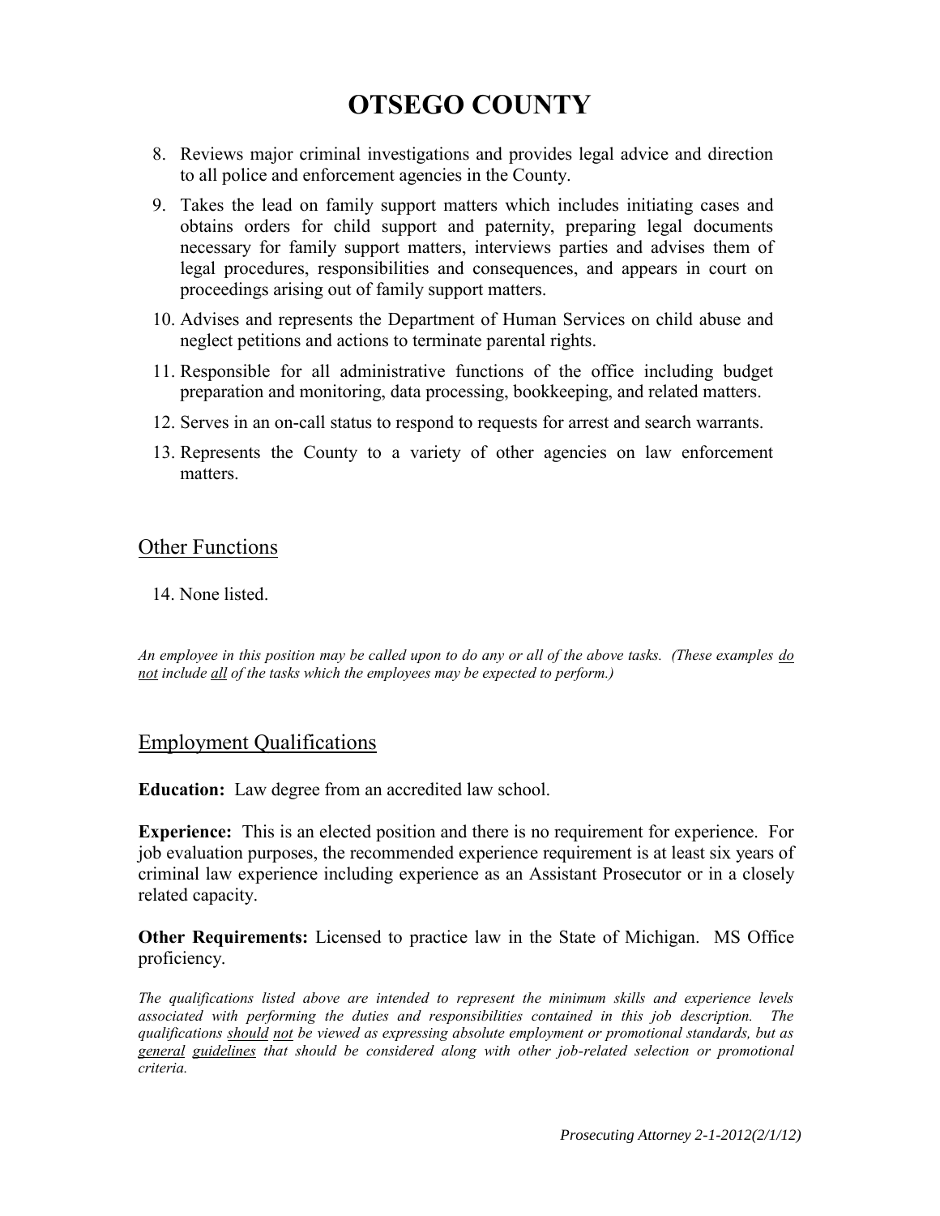8. Reviews major criminal investigations and provides legal advice and direction to all police and enforcement agencies in the County.
9. Takes the lead on family support matters which includes initiating cases and obtains orders for child support and paternity, preparing legal documents necessary for family support matters, interviews parties and advises them of legal procedures, responsibilities and consequences, and appears in court on proceedings arising out of family support matters.
10. Advises and represents the Department of Human Services on child abuse and neglect petitions and actions to terminate parental rights.
11. Responsible for all administrative functions of the office including budget preparation and monitoring, data processing, bookkeeping, and related matters.
12. Serves in an on-call status to respond to requests for arrest and search warrants.
13. Represents the County to a variety of other agencies on law enforcement matters.

## Other Functions

14. None listed.

*An employee in this position may be called upon to do any or all of the above tasks. (These examples do not include all of the tasks which the employees may be expected to perform.)*

## Employment Qualifications

**Education:** Law degree from an accredited law school.

**Experience:** This is an elected position and there is no requirement for experience. For job evaluation purposes, the recommended experience requirement is at least six years of criminal law experience including experience as an Assistant Prosecutor or in a closely related capacity.

**Other Requirements:** Licensed to practice law in the State of Michigan. MS Office proficiency.

*The qualifications listed above are intended to represent the minimum skills and experience levels associated with performing the duties and responsibilities contained in this job description. The qualifications should not be viewed as expressing absolute employment or promotional standards, but as general guidelines that should be considered along with other job-related selection or promotional criteria.*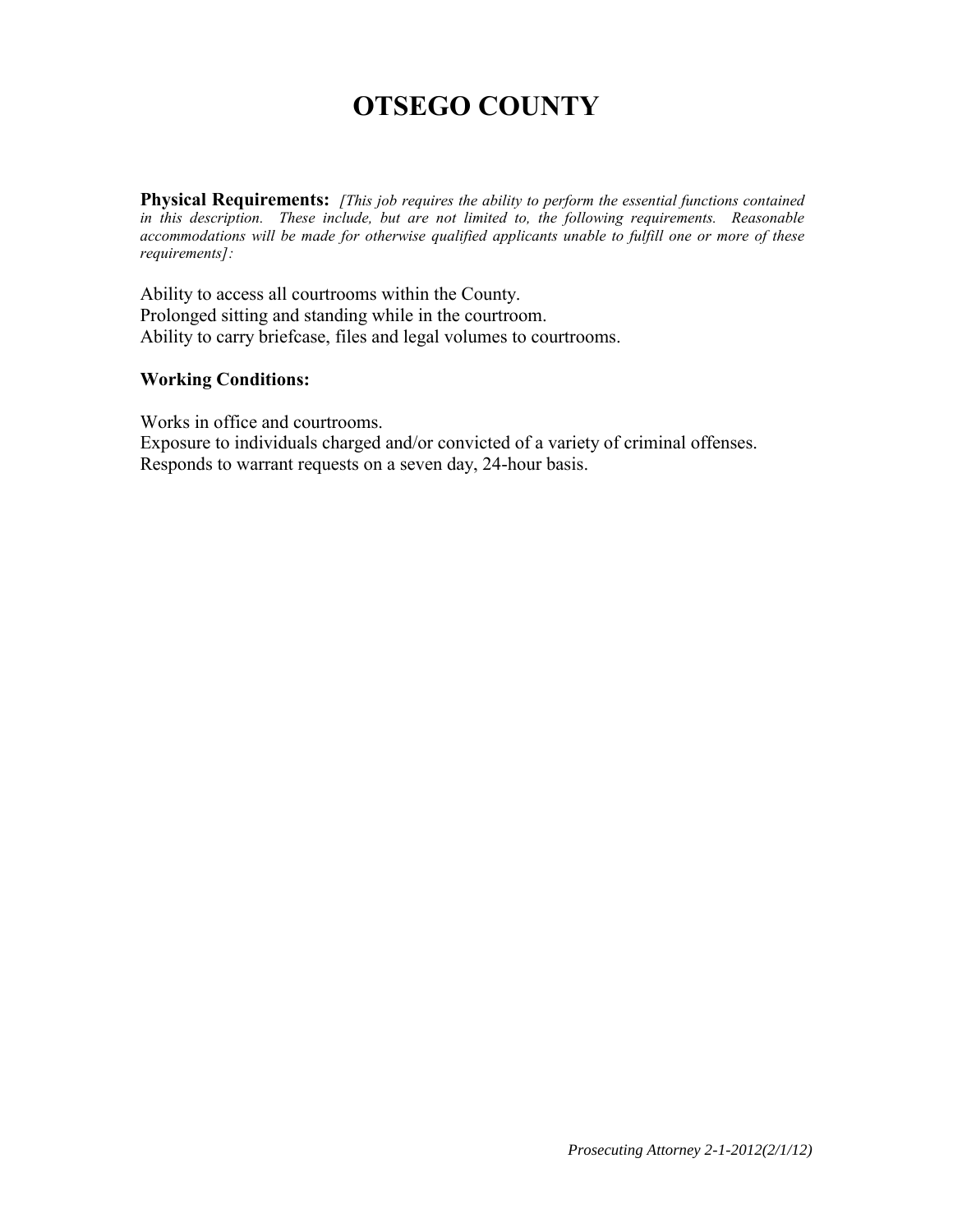**Physical Requirements:** *[This job requires the ability to perform the essential functions contained in this description. These include, but are not limited to, the following requirements. Reasonable accommodations will be made for otherwise qualified applicants unable to fulfill one or more of these requirements]:*

Ability to access all courtrooms within the County.
Prolonged sitting and standing while in the courtroom.
Ability to carry briefcase, files and legal volumes to courtrooms.

**Working Conditions:**

Works in office and courtrooms.
Exposure to individuals charged and/or convicted of a variety of criminal offenses.
Responds to warrant requests on a seven day, 24-hour basis.